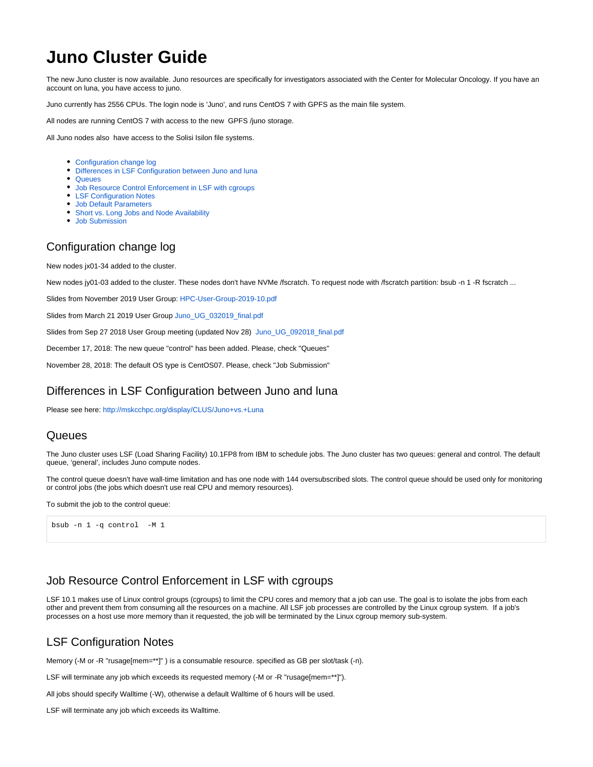# Juno Cluster Guide

The new Juno cluster is now available. Juno resources are specifically for investigators associated with the Center for Molecular Oncology. If you have an account on luna, you have access to juno.

Juno currently has 2556 CPUs. The login node is 'Juno', and runs CentOS 7 with GPFS as the main file system.

All nodes are running CentOS 7 with access to the new GPFS /juno storage.

All Juno nodes also have access to the Solisi Isilon file systems.

- Configuration change log
- Differences in LSF Configuration between Juno and luna
- Queues
- Job Resource Control Enforcement in LSF with cgroups
- LSF Configuration Notes
- Job Default Parameters
- Short vs. Long Jobs and Node Availability
- Job Submission

## Configuration change log

New nodes jx01-34 added to the cluster.

New nodes jy01-03 added to the cluster. These nodes don't have NVMe /fscratch. To request node with /fscratch partition: bsub -n 1 -R fscratch ...

Slides from November 2019 User Group: HPC-User-Group-2019-10.pdf

Slides from March 21 2019 User Group Juno_UG_032019_final.pdf

Slides from Sep 27 2018 User Group meeting (updated Nov 28) Juno_UG_092018_final.pdf

December 17, 2018: The new queue "control" has been added. Please, check "Queues"

November 28, 2018: The default OS type is CentOS07. Please, check "Job Submission"

## Differences in LSF Configuration between Juno and luna

Please see here: http://mskcchpc.org/display/CLUS/Juno+vs.+Luna

## Queues

The Juno cluster uses LSF (Load Sharing Facility) 10.1FP8 from IBM to schedule jobs. The Juno cluster has two queues: general and control. The default queue, 'general', includes Juno compute nodes.

The control queue doesn't have wall-time limitation and has one node with 144 oversubscribed slots. The control queue should be used only for monitoring or control jobs (the jobs which doesn't use real CPU and memory resources).

To submit the job to the control queue:

```
bsub -n 1 -q control  -M 1
```

## Job Resource Control Enforcement in LSF with cgroups

LSF 10.1 makes use of Linux control groups (cgroups) to limit the CPU cores and memory that a job can use. The goal is to isolate the jobs from each other and prevent them from consuming all the resources on a machine. All LSF job processes are controlled by the Linux cgroup system. If a job's processes on a host use more memory than it requested, the job will be terminated by the Linux cgroup memory sub-system.

## LSF Configuration Notes

Memory (-M or -R "rusage[mem=**]" ) is a consumable resource. specified as GB per slot/task (-n).

LSF will terminate any job which exceeds its requested memory (-M or -R "rusage[mem=**]").

All jobs should specify Walltime (-W), otherwise a default Walltime of 6 hours will be used.

LSF will terminate any job which exceeds its Walltime.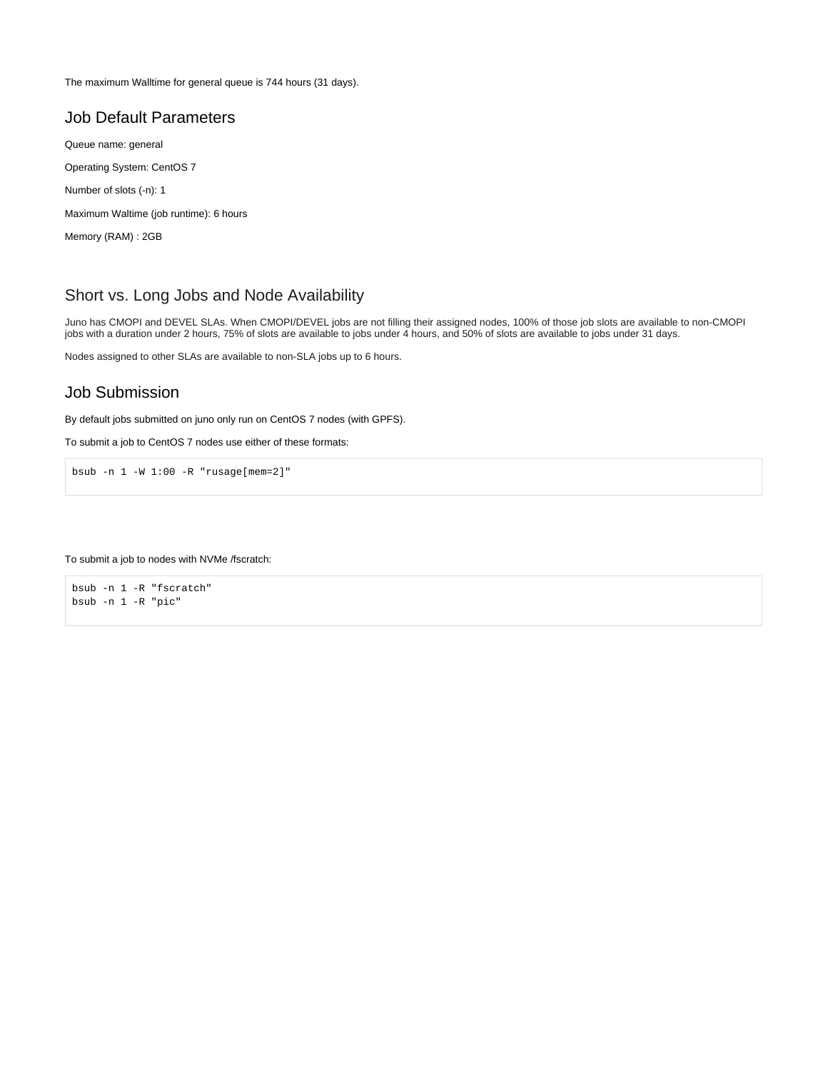The maximum Walltime for general queue is 744 hours (31 days).

## Job Default Parameters

Queue name: general

Operating System: CentOS 7

Number of slots (-n): 1

Maximum Waltime (job runtime): 6 hours

Memory (RAM) : 2GB

## Short vs. Long Jobs and Node Availability

Juno has CMOPI and DEVEL SLAs. When CMOPI/DEVEL jobs are not filling their assigned nodes, 100% of those job slots are available to non-CMOPI jobs with a duration under 2 hours, 75% of slots are available to jobs under 4 hours, and 50% of slots are available to jobs under 31 days.

Nodes assigned to other SLAs are available to non-SLA jobs up to 6 hours.

## Job Submission

By default jobs submitted on juno only run on CentOS 7 nodes (with GPFS).

To submit a job to CentOS 7 nodes use either of these formats:

```
bsub -n 1 -W 1:00 -R "rusage[mem=2]"
```

To submit a job to nodes with NVMe /fscratch:

```
bsub -n 1 -R "fscratch"
bsub -n 1 -R "pic"
```